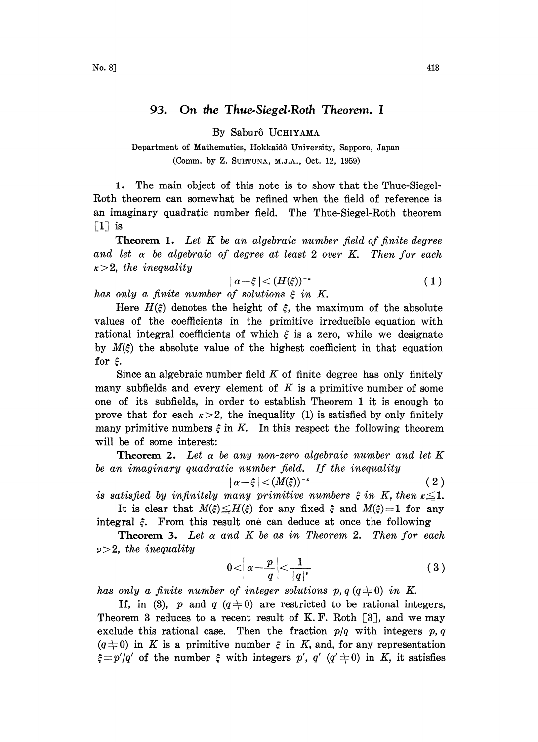# 93. On the Thue-Siegel-Roth Theorem. I

By Saburô UCHIYAMA

Department of Mathematics, Hokkaidô University, Sapporo, Japan

(Comm. by Z. SUETUNA, M.J.A., Oct. 12, 1959)

1. The main object of this note is to show that the Thue-Siegel-Roth theorem can somewhat be refined when the field of reference is an imaginary quadratic number field. The Thue-Siegel-Roth theorem [1] is

**Theorem 1.** *Let $K$ be an algebraic number field of finite degree and let $\alpha$ be algebraic of degree at least 2 over $K$. Then for each $\kappa>2$, the inequality*

$$|\alpha-\xi|<(H(\xi))^{-\kappa} \tag{1}$$

*has only a finite number of solutions $\xi$ in $K$.*

Here $H(\xi)$ denotes the height of $\xi$, the maximum of the absolute values of the coefficients in the primitive irreducible equation with rational integral coefficients of which $\xi$ is a zero, while we designate by $M(\xi)$ the absolute value of the highest coefficient in that equation for $\xi$.

Since an algebraic number field $K$ of finite degree has only finitely many subfields and every element of $K$ is a primitive number of some one of its subfields, in order to establish Theorem 1 it is enough to prove that for each $\kappa>2$, the inequality (1) is satisfied by only finitely many primitive numbers $\xi$ in $K$. In this respect the following theorem will be of some interest:

**Theorem 2.** *Let $\alpha$ be any non-zero algebraic number and let $K$ be an imaginary quadratic number field. If the inequality*

$$|\alpha-\xi|<(M(\xi))^{-\kappa} \tag{2}$$

*is satisfied by infinitely many primitive numbers $\xi$ in $K$, then $\kappa\leqq 1$.*

It is clear that $M(\xi)\leqq H(\xi)$ for any fixed $\xi$ and $M(\xi)=1$ for any integral $\xi$. From this result one can deduce at once the following

**Theorem 3.** *Let $\alpha$ and $K$ be as in Theorem 2. Then for each $\nu>2$, the inequality*

$$0<\left|\alpha-\frac{p}{q}\right|<\frac{1}{|q|^{\nu}} \tag{3}$$

*has only a finite number of integer solutions $p, q$ $(q\neq 0)$ in $K$.*

If, in (3), $p$ and $q$ $(q\neq 0)$ are restricted to be rational integers, Theorem 3 reduces to a recent result of K. F. Roth [3], and we may exclude this rational case. Then the fraction $p/q$ with integers $p, q$ $(q\neq 0)$ in $K$ is a primitive number $\xi$ in $K$, and, for any representation $\xi=p'/q'$ of the number $\xi$ with integers $p'$, $q'$ $(q'\neq 0)$ in $K$, it satisfies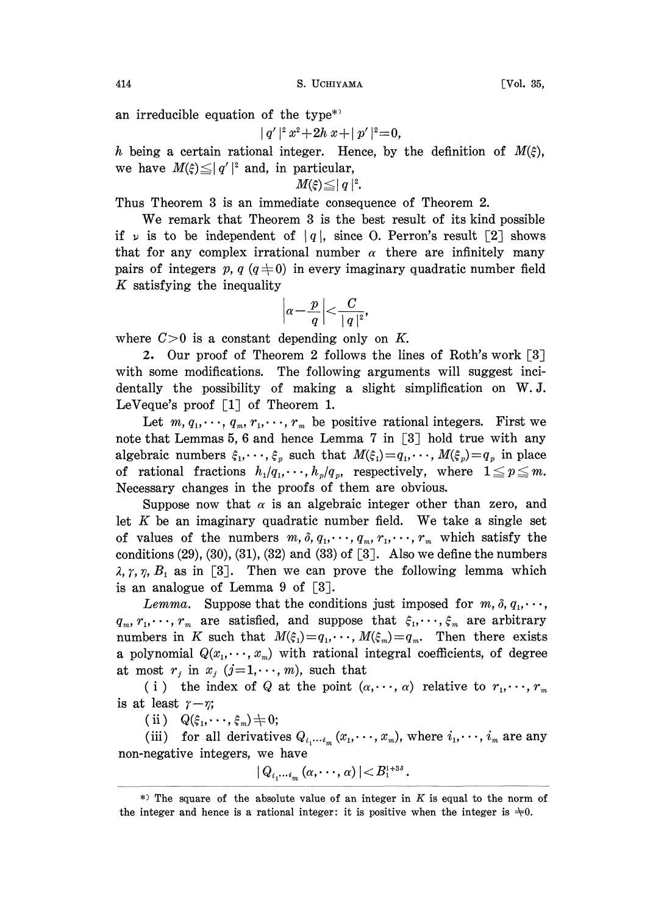an irreducible equation of the type[*]

$$|q'|^2 x^2 + 2h\,x + |p'|^2 = 0,$$

$h$ being a certain rational integer. Hence, by the definition of $M(\xi)$, we have $M(\xi) \leqq |q'|^2$ and, in particular,

$$M(\xi) \leqq |q|^2.$$

Thus Theorem 3 is an immediate consequence of Theorem 2.

We remark that Theorem 3 is the best result of its kind possible if $\nu$ is to be independent of $|q|$, since O. Perron's result [2] shows that for any complex irrational number $\alpha$ there are infinitely many pairs of integers $p$, $q$ $(q \neq 0)$ in every imaginary quadratic number field $K$ satisfying the inequality

$$\left|\alpha - \frac{p}{q}\right| < \frac{C}{|q|^2},$$

where $C > 0$ is a constant depending only on $K$.

2. Our proof of Theorem 2 follows the lines of Roth's work [3] with some modifications. The following arguments will suggest incidentally the possibility of making a slight simplification on W. J. LeVeque's proof [1] of Theorem 1.

Let $m, q_1, \cdots, q_m, r_1, \cdots, r_m$ be positive rational integers. First we note that Lemmas 5, 6 and hence Lemma 7 in [3] hold true with any algebraic numbers $\xi_1, \cdots, \xi_p$ such that $M(\xi_1) = q_1, \cdots, M(\xi_p) = q_p$ in place of rational fractions $h_1/q_1, \cdots, h_p/q_p$, respectively, where $1 \leqq p \leqq m$. Necessary changes in the proofs of them are obvious.

Suppose now that $\alpha$ is an algebraic integer other than zero, and let $K$ be an imaginary quadratic number field. We take a single set of values of the numbers $m, \delta, q_1, \cdots, q_m, r_1, \cdots, r_m$ which satisfy the conditions (29), (30), (31), (32) and (33) of [3]. Also we define the numbers $\lambda, \gamma, \eta, B_1$ as in [3]. Then we can prove the following lemma which is an analogue of Lemma 9 of [3].

*Lemma.* Suppose that the conditions just imposed for $m, \delta, q_1, \cdots, q_m, r_1, \cdots, r_m$ are satisfied, and suppose that $\xi_1, \cdots, \xi_m$ are arbitrary numbers in $K$ such that $M(\xi_1) = q_1, \cdots, M(\xi_m) = q_m$. Then there exists a polynomial $Q(x_1, \cdots, x_m)$ with rational integral coefficients, of degree at most $r_j$ in $x_j$ $(j = 1, \cdots, m)$, such that

(i) the index of $Q$ at the point $(\alpha, \cdots, \alpha)$ relative to $r_1, \cdots, r_m$ is at least $\gamma - \eta$;

(ii) $Q(\xi_1, \cdots, \xi_m) \neq 0$;

(iii) for all derivatives $Q_{i_1 \cdots i_m}(x_1, \cdots, x_m)$, where $i_1, \cdots, i_m$ are any non-negative integers, we have

$$|Q_{i_1 \cdots i_m}(\alpha, \cdots, \alpha)| < B_1^{1+3\delta}.$$

[*] The square of the absolute value of an integer in $K$ is equal to the norm of the integer and hence is a rational integer: it is positive when the integer is $\neq 0$.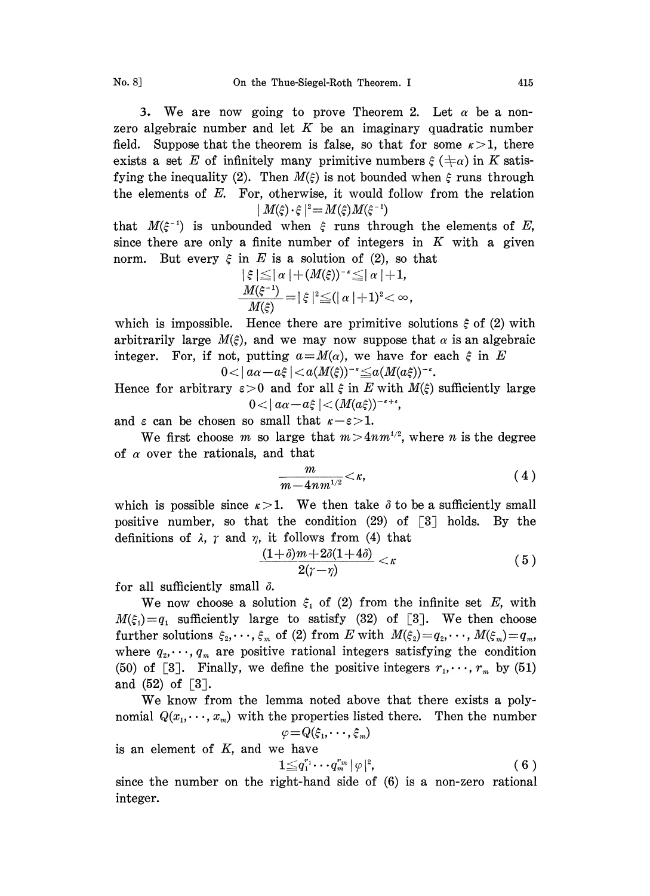3. We are now going to prove Theorem 2. Let $\alpha$ be a non-zero algebraic number and let $K$ be an imaginary quadratic number field. Suppose that the theorem is false, so that for some $\kappa > 1$, there exists a set $E$ of infinitely many primitive numbers $\xi$ $(\neq \alpha)$ in $K$ satisfying the inequality (2). Then $M(\xi)$ is not bounded when $\xi$ runs through the elements of $E$. For, otherwise, it would follow from the relation

$$|M(\xi)\cdot\xi|^2 = M(\xi)M(\xi^{-1})$$

that $M(\xi^{-1})$ is unbounded when $\xi$ runs through the elements of $E$, since there are only a finite number of integers in $K$ with a given norm. But every $\xi$ in $E$ is a solution of (2), so that

$$|\xi| \leqq |\alpha| + (M(\xi))^{-\kappa} \leqq |\alpha| + 1,$$

$$\frac{M(\xi^{-1})}{M(\xi)} = |\xi|^2 \leqq (|\alpha|+1)^2 < \infty,$$

which is impossible. Hence there are primitive solutions $\xi$ of (2) with arbitrarily large $M(\xi)$, and we may now suppose that $\alpha$ is an algebraic integer. For, if not, putting $a = M(\alpha)$, we have for each $\xi$ in $E$

$$0 < |a\alpha - a\xi| < a(M(\xi))^{-\kappa} \leqq a(M(a\xi))^{-\kappa}.$$

Hence for arbitrary $\varepsilon > 0$ and for all $\xi$ in $E$ with $M(\xi)$ sufficiently large

$$0 < |a\alpha - a\xi| < (M(a\xi))^{-\kappa+\varepsilon},$$

and $\varepsilon$ can be chosen so small that $\kappa - \varepsilon > 1$.

We first choose $m$ so large that $m > 4nm^{1/2}$, where $n$ is the degree of $\alpha$ over the rationals, and that

$$\frac{m}{m - 4nm^{1/2}} < \kappa, \tag{4}$$

which is possible since $\kappa > 1$. We then take $\delta$ to be a sufficiently small positive number, so that the condition (29) of [3] holds. By the definitions of $\lambda$, $\gamma$ and $\eta$, it follows from (4) that

$$\frac{(1+\delta)m + 2\delta(1+4\delta)}{2(\gamma - \eta)} < \kappa \tag{5}$$

for all sufficiently small $\delta$.

We now choose a solution $\xi_1$ of (2) from the infinite set $E$, with $M(\xi_1) = q_1$ sufficiently large to satisfy (32) of [3]. We then choose further solutions $\xi_2, \cdots, \xi_m$ of (2) from $E$ with $M(\xi_2) = q_2, \cdots, M(\xi_m) = q_m$, where $q_2, \cdots, q_m$ are positive rational integers satisfying the condition (50) of [3]. Finally, we define the positive integers $r_1, \cdots, r_m$ by (51) and (52) of [3].

We know from the lemma noted above that there exists a polynomial $Q(x_1, \cdots, x_m)$ with the properties listed there. Then the number

$$\varphi = Q(\xi_1, \cdots, \xi_m)$$

is an element of $K$, and we have

$$1 \leqq q_1^{r_1} \cdots q_m^{r_m} |\varphi|^2, \tag{6}$$

since the number on the right-hand side of (6) is a non-zero rational integer.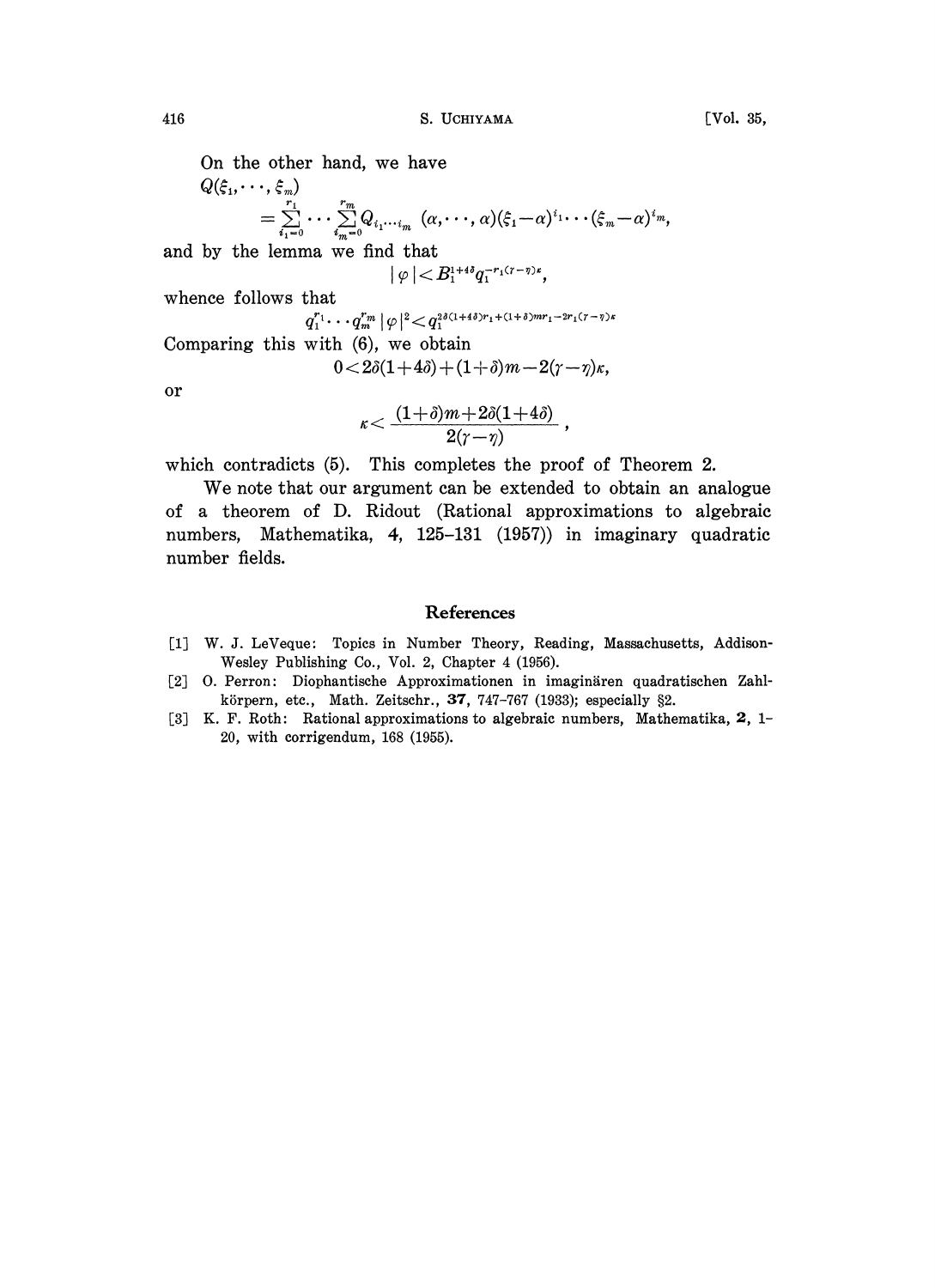On the other hand, we have

$$Q(\xi_1, \cdots, \xi_m) = \sum_{i_1=0}^{r_1} \cdots \sum_{i_m=0}^{r_m} Q_{i_1 \cdots i_m}(\alpha, \cdots, \alpha)(\xi_1-\alpha)^{i_1} \cdots (\xi_m-\alpha)^{i_m},$$

and by the lemma we find that

$$|\varphi| < B_1^{1+4\delta} q_1^{-r_1(\gamma-\eta)\kappa},$$

whence follows that

$$q_1^{r_1} \cdots q_m^{r_m} |\varphi|^2 < q_1^{2\delta(1+4\delta)r_1 + (1+\delta)mr_1 - 2r_1(\gamma-\eta)\kappa}$$

Comparing this with (6), we obtain

$$0 < 2\delta(1+4\delta) + (1+\delta)m - 2(\gamma-\eta)\kappa,$$

or

$$\kappa < \frac{(1+\delta)m + 2\delta(1+4\delta)}{2(\gamma-\eta)},$$

which contradicts (5). This completes the proof of Theorem 2.

We note that our argument can be extended to obtain an analogue of a theorem of D. Ridout (Rational approximations to algebraic numbers, Mathematika, **4**, 125–131 (1957)) in imaginary quadratic number fields.

## References

[1] W. J. LeVeque: Topics in Number Theory, Reading, Massachusetts, Addison-Wesley Publishing Co., Vol. 2, Chapter 4 (1956).

[2] O. Perron: Diophantische Approximationen in imaginären quadratischen Zahlkörpern, etc., Math. Zeitschr., **37**, 747–767 (1933); especially §2.

[3] K. F. Roth: Rational approximations to algebraic numbers, Mathematika, **2**, 1–20, with corrigendum, 168 (1955).